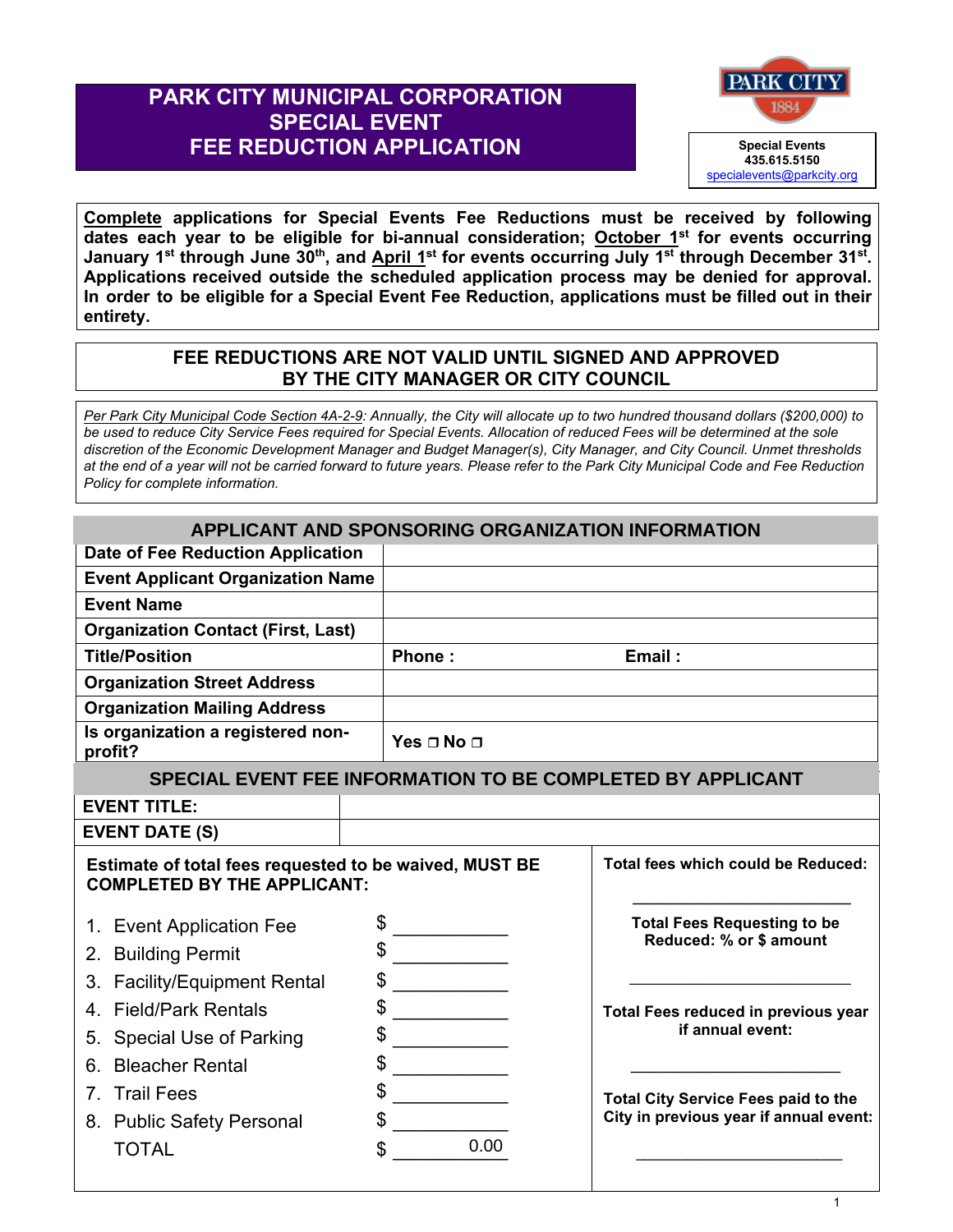# PARK CITY MUNICIPAL CORPORATION SPECIAL EVENT FEE REDUCTION APPLICATION

**Special Events**
**435.615.5150**
specialevents@parkcity.org

**Complete applications for Special Events Fee Reductions must be received by following dates each year to be eligible for bi-annual consideration; October 1st for events occurring January 1st through June 30th, and April 1st for events occurring July 1st through December 31st. Applications received outside the scheduled application process may be denied for approval. In order to be eligible for a Special Event Fee Reduction, applications must be filled out in their entirety.**

**FEE REDUCTIONS ARE NOT VALID UNTIL SIGNED AND APPROVED BY THE CITY MANAGER OR CITY COUNCIL**

*Per Park City Municipal Code Section 4A-2-9: Annually, the City will allocate up to two hundred thousand dollars ($200,000) to be used to reduce City Service Fees required for Special Events. Allocation of reduced Fees will be determined at the sole discretion of the Economic Development Manager and Budget Manager(s), City Manager, and City Council. Unmet thresholds at the end of a year will not be carried forward to future years. Please refer to the Park City Municipal Code and Fee Reduction Policy for complete information.*

## APPLICANT AND SPONSORING ORGANIZATION INFORMATION

| | | |
|---|---|---|
| **Date of Fee Reduction Application** | | |
| **Event Applicant Organization Name** | | |
| **Event Name** | | |
| **Organization Contact (First, Last)** | | |
| **Title/Position** | **Phone :** | **Email :** |
| **Organization Street Address** | | |
| **Organization Mailing Address** | | |
| **Is organization a registered non-profit?** | **Yes ❐ No ❐** | |

## SPECIAL EVENT FEE INFORMATION TO BE COMPLETED BY APPLICANT

| | |
|---|---|
| **EVENT TITLE:** | |
| **EVENT DATE (S)** | |

**Estimate of total fees requested to be waived, MUST BE COMPLETED BY THE APPLICANT:**

1. Event Application Fee $ ___________
2. Building Permit $ ___________
3. Facility/Equipment Rental $ ___________
4. Field/Park Rentals $ ___________
5. Special Use of Parking $ ___________
6. Bleacher Rental $ ___________
7. Trail Fees $ ___________
8. Public Safety Personal $ ___________

TOTAL $ 0.00

**Total fees which could be Reduced:**

______________________

**Total Fees Requesting to be Reduced: % or $ amount**

______________________

**Total Fees reduced in previous year if annual event:**

______________________

**Total City Service Fees paid to the City in previous year if annual event:**

______________________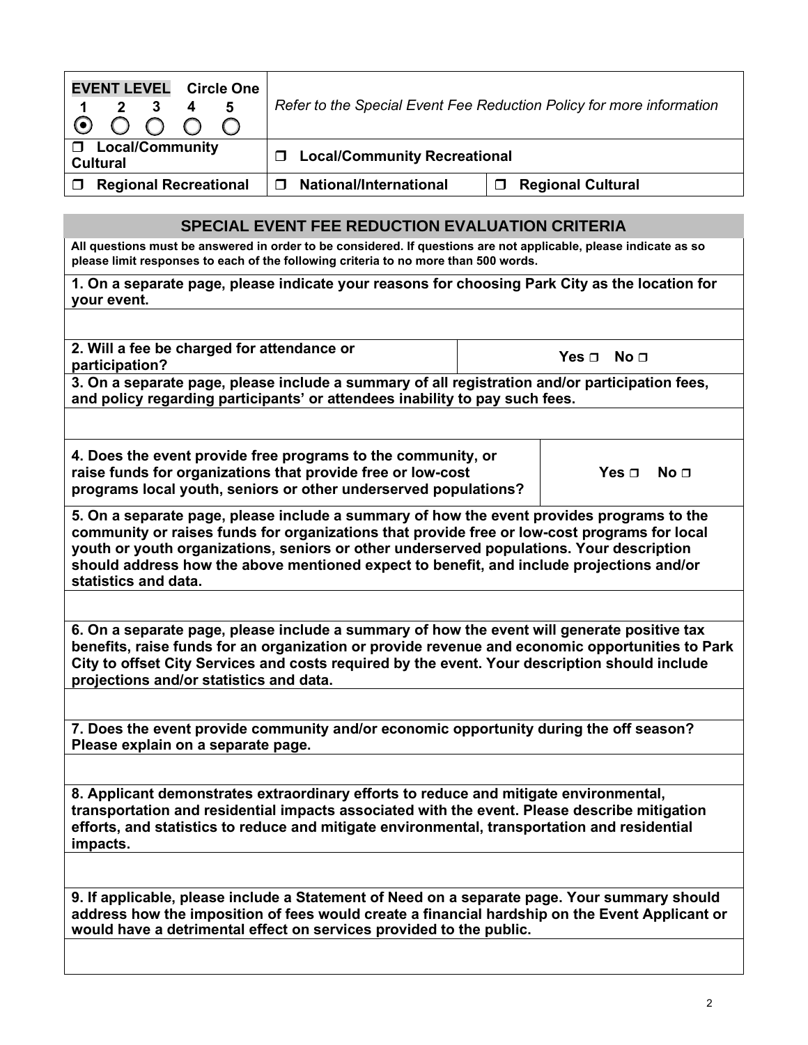| | | |
|---|---|---|
| **EVENT LEVEL** **Circle One** 1 ◉ 2 ◯ 3 ◯ 4 ◯ 5 ◯ | *Refer to the Special Event Fee Reduction Policy for more information* | |
| ❒ **Local/Community Cultural** | ❒ **Local/Community Recreational** | |
| ❒ **Regional Recreational** | ❒ **National/International** | ❒ **Regional Cultural** |

## SPECIAL EVENT FEE REDUCTION EVALUATION CRITERIA

**All questions must be answered in order to be considered. If questions are not applicable, please indicate as so please limit responses to each of the following criteria to no more than 500 words.**

**1. On a separate page, please indicate your reasons for choosing Park City as the location for your event.**

| | |
|---|---|
| **2. Will a fee be charged for attendance or participation?** | **Yes ❒ No ❒** |

**3. On a separate page, please include a summary of all registration and/or participation fees, and policy regarding participants' or attendees inability to pay such fees.**

| | |
|---|---|
| **4. Does the event provide free programs to the community, or raise funds for organizations that provide free or low-cost programs local youth, seniors or other underserved populations?** | **Yes ❒ No ❒** |

**5. On a separate page, please include a summary of how the event provides programs to the community or raises funds for organizations that provide free or low-cost programs for local youth or youth organizations, seniors or other underserved populations. Your description should address how the above mentioned expect to benefit, and include projections and/or statistics and data.**

**6. On a separate page, please include a summary of how the event will generate positive tax benefits, raise funds for an organization or provide revenue and economic opportunities to Park City to offset City Services and costs required by the event. Your description should include projections and/or statistics and data.**

**7. Does the event provide community and/or economic opportunity during the off season? Please explain on a separate page.**

**8. Applicant demonstrates extraordinary efforts to reduce and mitigate environmental, transportation and residential impacts associated with the event. Please describe mitigation efforts, and statistics to reduce and mitigate environmental, transportation and residential impacts.**

**9. If applicable, please include a Statement of Need on a separate page. Your summary should address how the imposition of fees would create a financial hardship on the Event Applicant or would have a detrimental effect on services provided to the public.**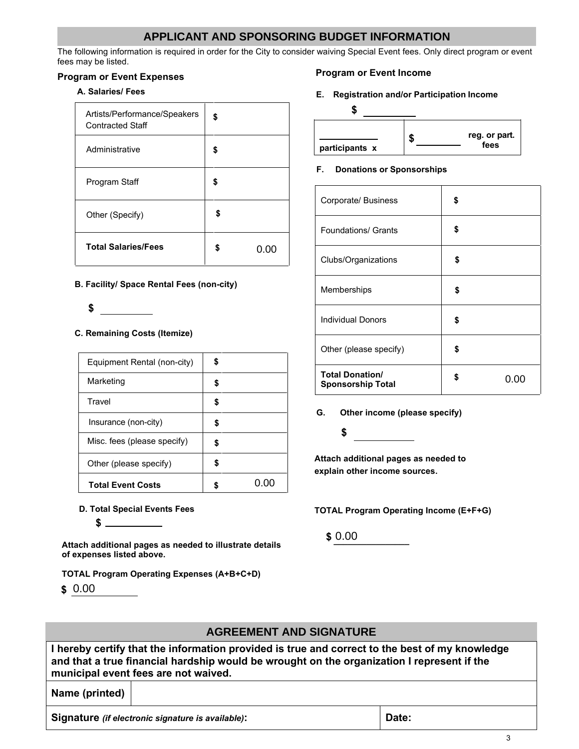## APPLICANT AND SPONSORING BUDGET INFORMATION

The following information is required in order for the City to consider waiving Special Event fees. Only direct program or event fees may be listed.

### Program or Event Expenses

**A. Salaries/ Fees**

| | |
|---|---|
| Artists/Performance/Speakers Contracted Staff | $ |
| Administrative | $ |
| Program Staff | $ |
| Other (Specify) | $ |
| **Total Salaries/Fees** | $ 0.00 |

**B. Facility/ Space Rental Fees (non-city)**

$ ________

**C. Remaining Costs (Itemize)**

| | |
|---|---|
| Equipment Rental (non-city) | $ |
| Marketing | $ |
| Travel | $ |
| Insurance (non-city) | $ |
| Misc. fees (please specify) | $ |
| Other (please specify) | $ |
| **Total Event Costs** | $ 0.00 |

**D. Total Special Events Fees**

$ ________

**Attach additional pages as needed to illustrate details of expenses listed above.**

**TOTAL Program Operating Expenses (A+B+C+D)**

$ 0.00

### Program or Event Income

**E. Registration and/or Participation Income**

$ ________

| | |
|---|---|
| ________ **participants x** | $ ________ **reg. or part. fees** |

**F. Donations or Sponsorships**

| | |
|---|---|
| Corporate/ Business | $ |
| Foundations/ Grants | $ |
| Clubs/Organizations | $ |
| Memberships | $ |
| Individual Donors | $ |
| Other (please specify) | $ |
| **Total Donation/ Sponsorship Total** | $ 0.00 |

**G. Other income (please specify)**

$ ________

**Attach additional pages as needed to explain other income sources.**

**TOTAL Program Operating Income (E+F+G)**

$ 0.00

## AGREEMENT AND SIGNATURE

**I hereby certify that the information provided is true and correct to the best of my knowledge and that a true financial hardship would be wrought on the organization I represent if the municipal event fees are not waived.**

| | |
|---|---|
| **Name (printed)** | |
| **Signature** ***(if electronic signature is available)*****:** | **Date:** |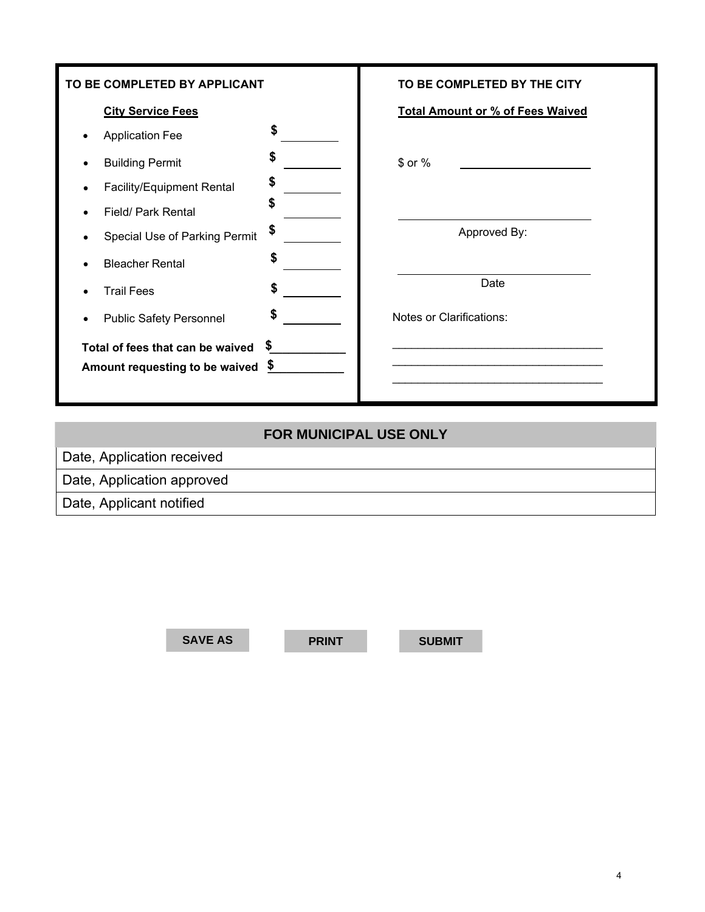| TO BE COMPLETED BY APPLICANT | | TO BE COMPLETED BY THE CITY |
|---|---|---|
| **City Service Fees** | | **Total Amount or % of Fees Waived** |
| • Application Fee | $ ________ | |
| • Building Permit | $ ________ | $ or % ____________________ |
| • Facility/Equipment Rental | $ ________ | |
| • Field/ Park Rental | $ ________ | ______________________________ |
| • Special Use of Parking Permit | $ ________ | Approved By: |
| • Bleacher Rental | $ ________ | ______________________________ |
| • Trail Fees | $ ________ | Date |
| • Public Safety Personnel | $ ________ | Notes or Clarifications: |
| **Total of fees that can be waived** | $ ________ | ______________________________ |
| **Amount requesting to be waived** | $ ________ | ______________________________ |
| | | ______________________________ |

| FOR MUNICIPAL USE ONLY |
|---|
| Date, Application received |
| Date, Application approved |
| Date, Applicant notified |

SAVE AS | PRINT | SUBMIT